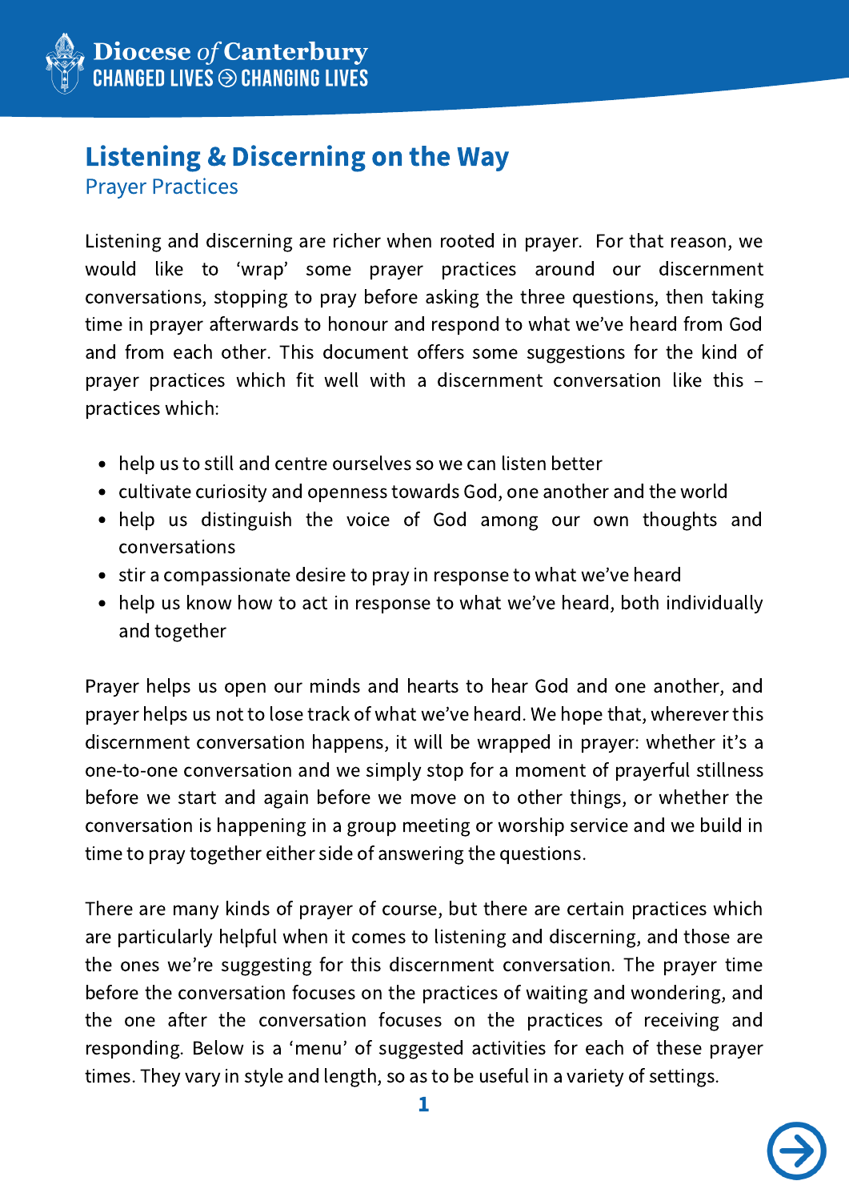# Listening & Discerning on the Way

## Prayer Practices

Listening and discerning are richer when rooted in prayer. For that reason, we would like to 'wrap' some prayer practices around our discernment conversations, stopping to pray before asking the three questions, then taking time in prayer afterwards to honour and respond to what we've heard from God and from each other. This document offers some suggestions for the kind of prayer practices which fit well with a discernment conversation like this – practices which:

- help us to still and centre ourselves so we can listen better
- cultivate curiosity and openness towards God, one another and the world
- help us distinguish the voice of God among our own thoughts and conversations
- stir a compassionate desire to pray in response to what we've heard
- help us know how to act in response to what we've heard, both individually and together

Prayer helps us open our minds and hearts to hear God and one another, and prayer helps us not to lose track of what we've heard. We hope that, wherever this discernment conversation happens, it will be wrapped in prayer: whether it's a one-to-one conversation and we simply stop for a moment of prayerful stillness before we start and again before we move on to other things, or whether the conversation is happening in a group meeting or worship service and we build in time to pray together either side of answering the questions.

There are many kinds of prayer of course, but there are certain practices which are particularly helpful when it comes to listening and discerning, and those are the ones we're suggesting for this discernment conversation. The prayer time before the conversation focuses on the practices of waiting and wondering, and the one after the conversation focuses on the practices of receiving and responding. Below is a 'menu' of suggested activities for each of these prayer times. They vary in style and length, so as to be useful in a variety of settings.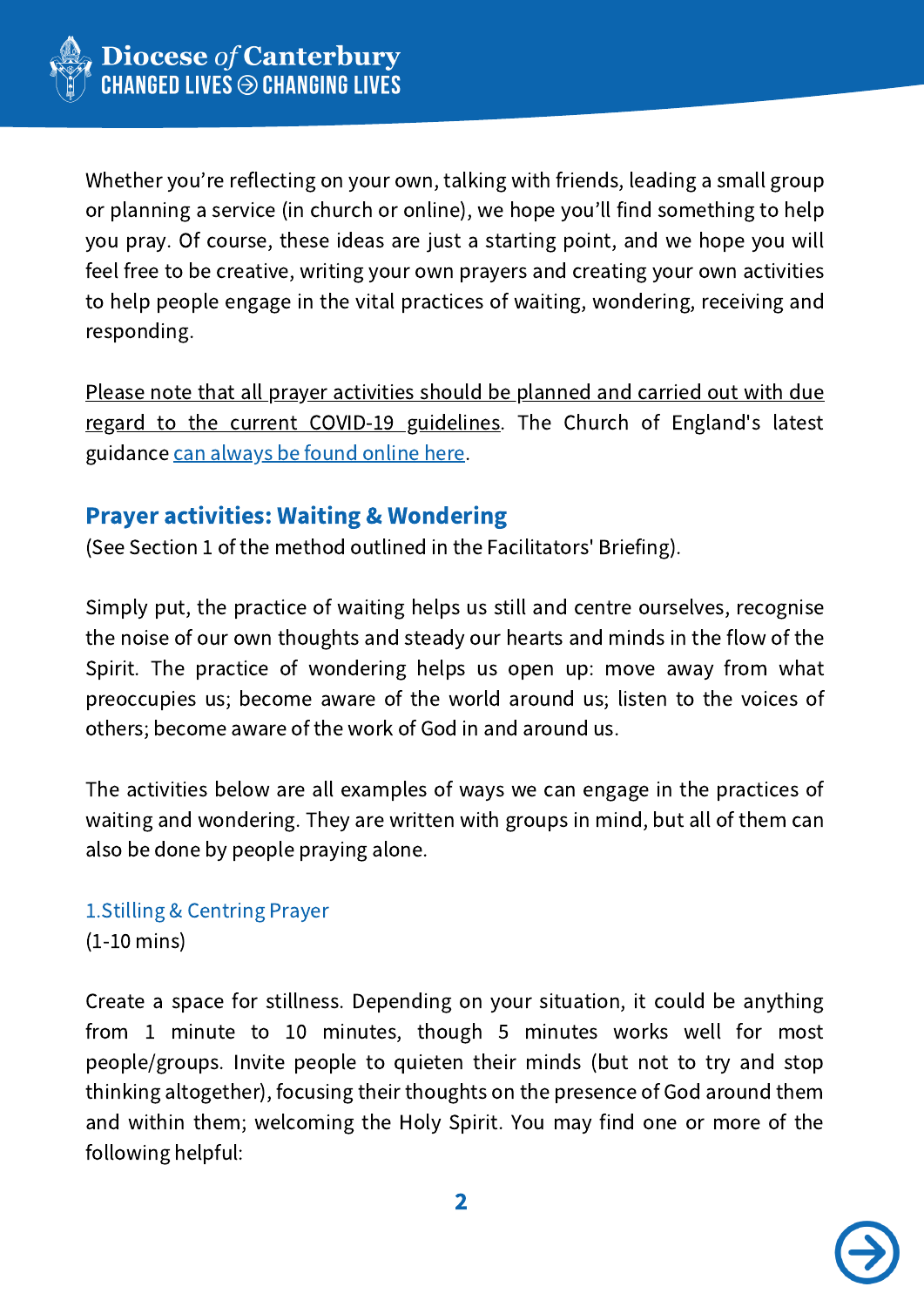Whether you're reflecting on your own, talking with friends, leading a small group or planning a service (in church or online), we hope you'll find something to help you pray. Of course, these ideas are just a starting point, and we hope you will feel free to be creative, writing your own prayers and creating your own activities to help people engage in the vital practices of waiting, wondering, receiving and responding.

Please note that all prayer activities should be planned and carried out with due regard to the current COVID-19 guidelines. The Church of England's latest guidance can always be found online here.

## Prayer activities: Waiting & Wondering

(See Section 1 of the method outlined in the Facilitators' Briefing).

Simply put, the practice of waiting helps us still and centre ourselves, recognise the noise of our own thoughts and steady our hearts and minds in the flow of the Spirit. The practice of wondering helps us open up: move away from what preoccupies us; become aware of the world around us; listen to the voices of others; become aware of the work of God in and around us.

The activities below are all examples of ways we can engage in the practices of waiting and wondering. They are written with groups in mind, but all of them can also be done by people praying alone.

### 1. Stilling & Centring Prayer

(1-10 mins)

Create a space for stillness. Depending on your situation, it could be anything from 1 minute to 10 minutes, though 5 minutes works well for most people/groups. Invite people to quieten their minds (but not to try and stop thinking altogether), focusing their thoughts on the presence of God around them and within them; welcoming the Holy Spirit. You may find one or more of the following helpful: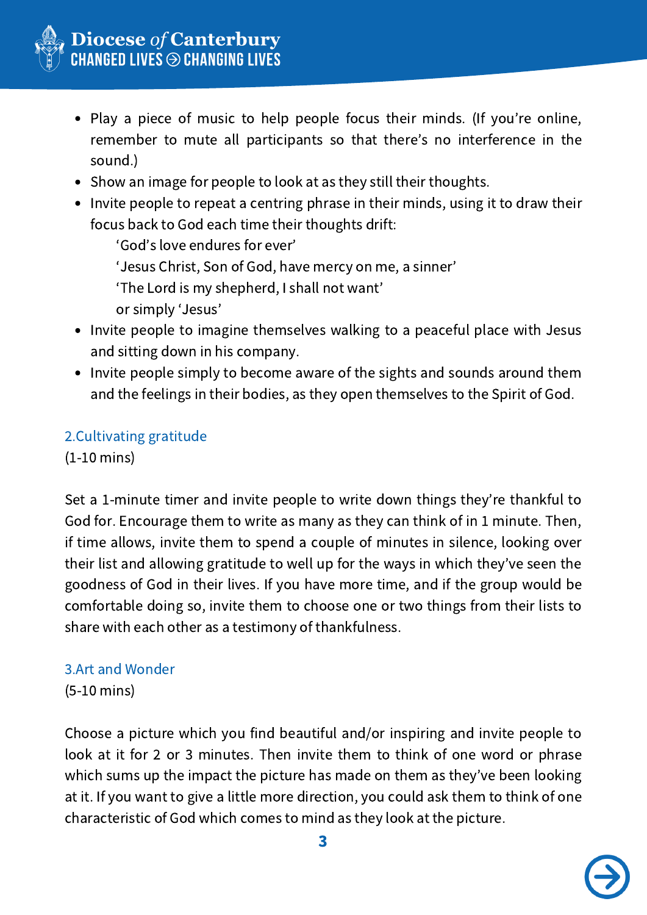- Play a piece of music to help people focus their minds. (If you're online, remember to mute all participants so that there's no interference in the sound.)
- Show an image for people to look at as they still their thoughts.
- Invite people to repeat a centring phrase in their minds, using it to draw their focus back to God each time their thoughts drift:
  - 'God's love endures for ever'
  - 'Jesus Christ, Son of God, have mercy on me, a sinner'
  - 'The Lord is my shepherd, I shall not want'
  - or simply 'Jesus'
- Invite people to imagine themselves walking to a peaceful place with Jesus and sitting down in his company.
- Invite people simply to become aware of the sights and sounds around them and the feelings in their bodies, as they open themselves to the Spirit of God.

### 2.Cultivating gratitude

(1-10 mins)

Set a 1-minute timer and invite people to write down things they're thankful to God for. Encourage them to write as many as they can think of in 1 minute. Then, if time allows, invite them to spend a couple of minutes in silence, looking over their list and allowing gratitude to well up for the ways in which they've seen the goodness of God in their lives. If you have more time, and if the group would be comfortable doing so, invite them to choose one or two things from their lists to share with each other as a testimony of thankfulness.

### 3.Art and Wonder

(5-10 mins)

Choose a picture which you find beautiful and/or inspiring and invite people to look at it for 2 or 3 minutes. Then invite them to think of one word or phrase which sums up the impact the picture has made on them as they've been looking at it. If you want to give a little more direction, you could ask them to think of one characteristic of God which comes to mind as they look at the picture.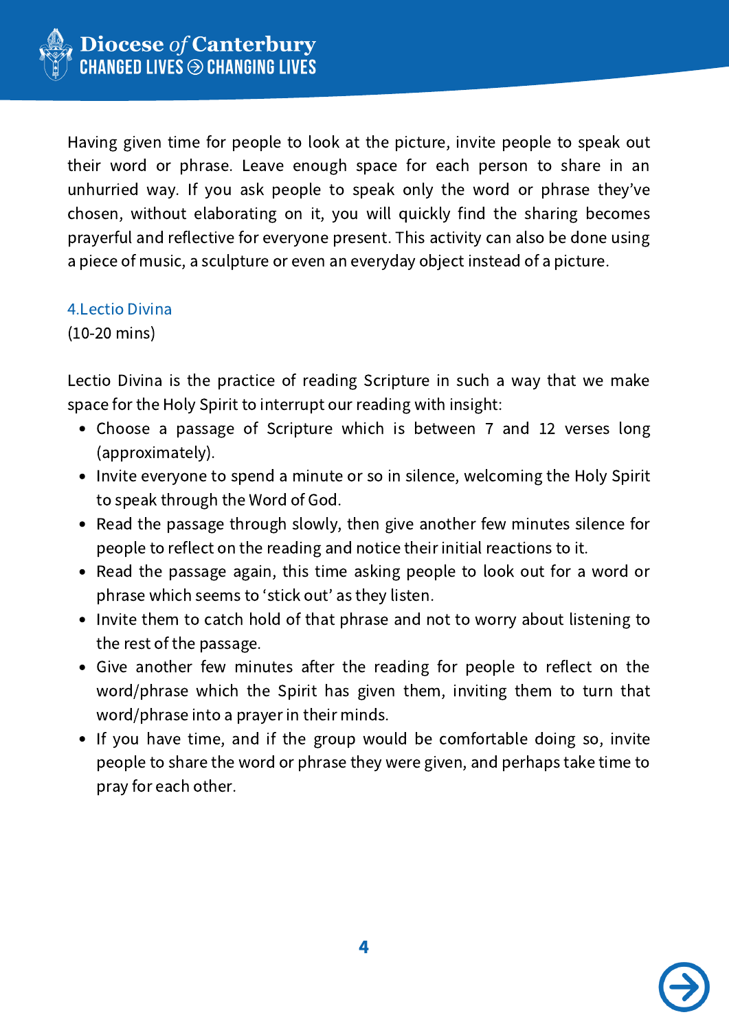Having given time for people to look at the picture, invite people to speak out their word or phrase. Leave enough space for each person to share in an unhurried way. If you ask people to speak only the word or phrase they've chosen, without elaborating on it, you will quickly find the sharing becomes prayerful and reflective for everyone present. This activity can also be done using a piece of music, a sculpture or even an everyday object instead of a picture.

### 4.Lectio Divina

(10-20 mins)

Lectio Divina is the practice of reading Scripture in such a way that we make space for the Holy Spirit to interrupt our reading with insight:

- Choose a passage of Scripture which is between 7 and 12 verses long (approximately).
- Invite everyone to spend a minute or so in silence, welcoming the Holy Spirit to speak through the Word of God.
- Read the passage through slowly, then give another few minutes silence for people to reflect on the reading and notice their initial reactions to it.
- Read the passage again, this time asking people to look out for a word or phrase which seems to 'stick out' as they listen.
- Invite them to catch hold of that phrase and not to worry about listening to the rest of the passage.
- Give another few minutes after the reading for people to reflect on the word/phrase which the Spirit has given them, inviting them to turn that word/phrase into a prayer in their minds.
- If you have time, and if the group would be comfortable doing so, invite people to share the word or phrase they were given, and perhaps take time to pray for each other.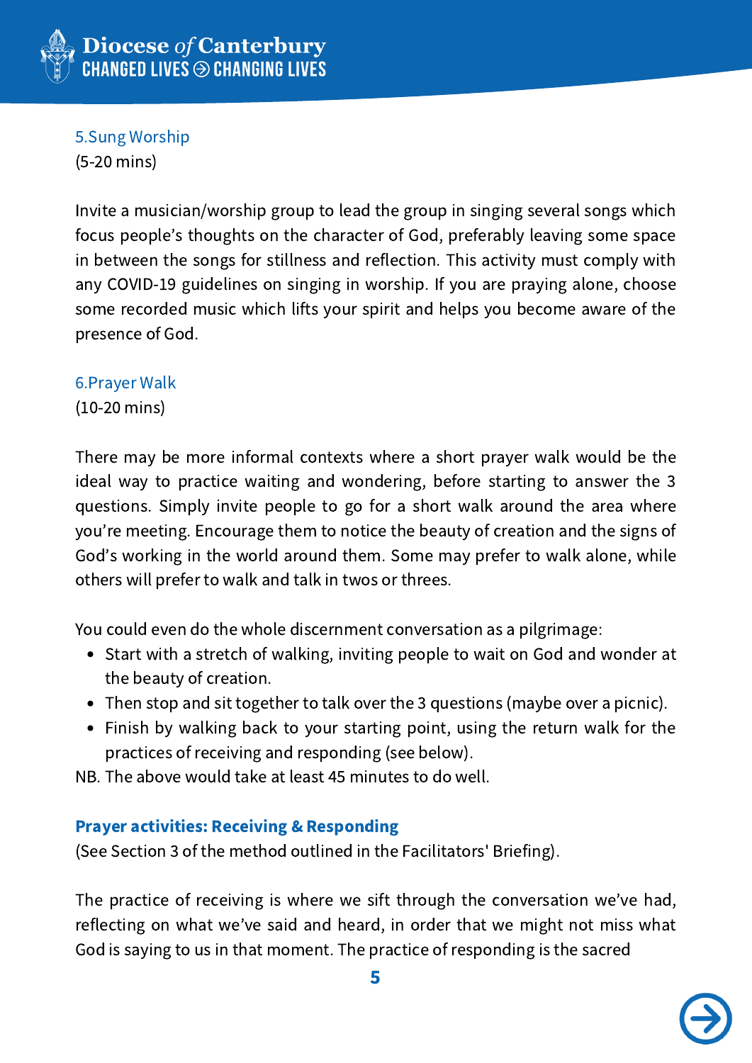### 5.Sung Worship

(5-20 mins)

Invite a musician/worship group to lead the group in singing several songs which focus people's thoughts on the character of God, preferably leaving some space in between the songs for stillness and reflection. This activity must comply with any COVID-19 guidelines on singing in worship. If you are praying alone, choose some recorded music which lifts your spirit and helps you become aware of the presence of God.

### 6.Prayer Walk

(10-20 mins)

There may be more informal contexts where a short prayer walk would be the ideal way to practice waiting and wondering, before starting to answer the 3 questions. Simply invite people to go for a short walk around the area where you're meeting. Encourage them to notice the beauty of creation and the signs of God's working in the world around them. Some may prefer to walk alone, while others will prefer to walk and talk in twos or threes.

You could even do the whole discernment conversation as a pilgrimage:

- Start with a stretch of walking, inviting people to wait on God and wonder at the beauty of creation.
- Then stop and sit together to talk over the 3 questions (maybe over a picnic).
- Finish by walking back to your starting point, using the return walk for the practices of receiving and responding (see below).

NB. The above would take at least 45 minutes to do well.

## Prayer activities: Receiving & Responding

(See Section 3 of the method outlined in the Facilitators' Briefing).

The practice of receiving is where we sift through the conversation we've had, reflecting on what we've said and heard, in order that we might not miss what God is saying to us in that moment. The practice of responding is the sacred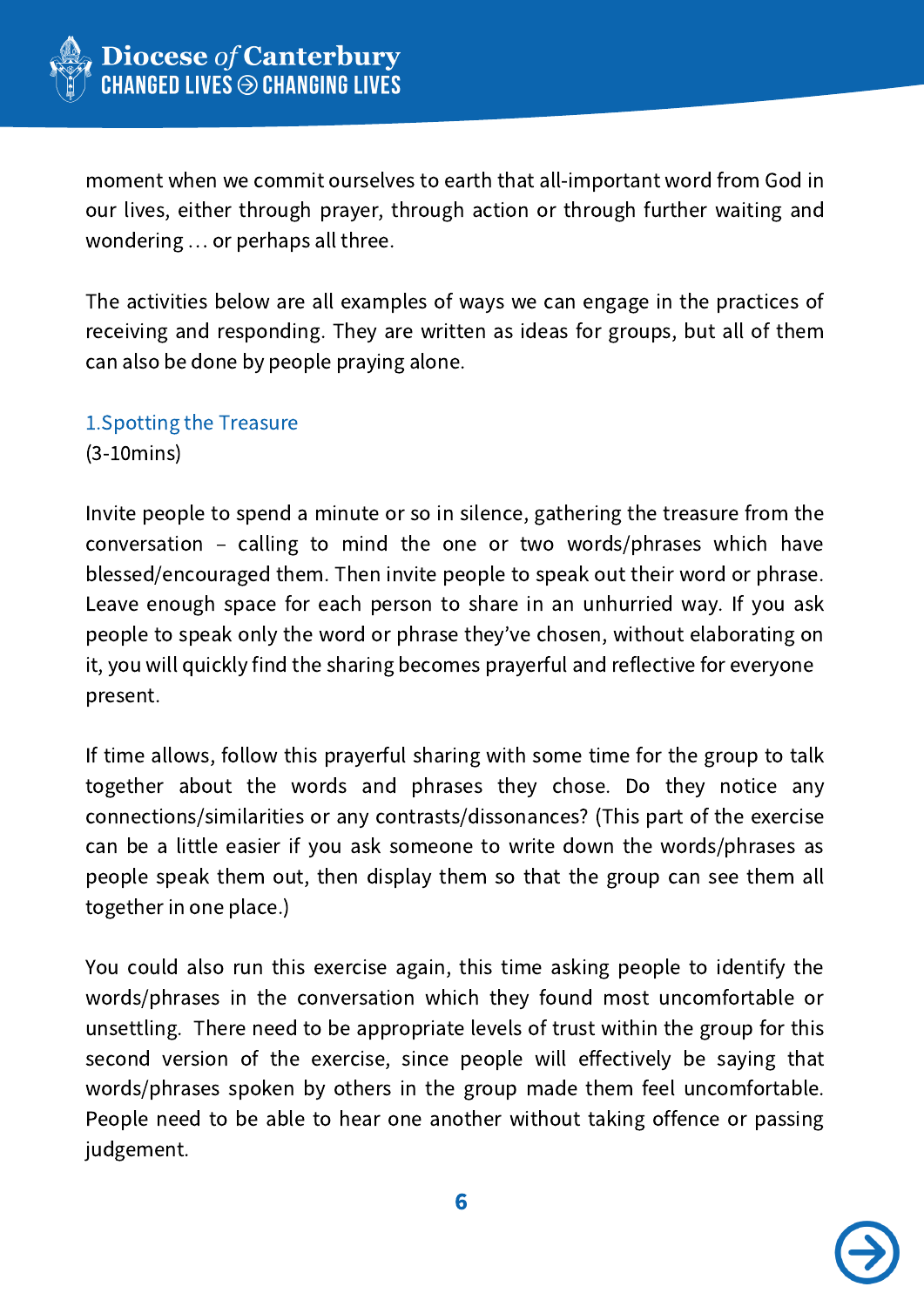moment when we commit ourselves to earth that all-important word from God in our lives, either through prayer, through action or through further waiting and wondering … or perhaps all three.

The activities below are all examples of ways we can engage in the practices of receiving and responding. They are written as ideas for groups, but all of them can also be done by people praying alone.

### 1.Spotting the Treasure

(3-10mins)

Invite people to spend a minute or so in silence, gathering the treasure from the conversation – calling to mind the one or two words/phrases which have blessed/encouraged them. Then invite people to speak out their word or phrase. Leave enough space for each person to share in an unhurried way. If you ask people to speak only the word or phrase they've chosen, without elaborating on it, you will quickly find the sharing becomes prayerful and reflective for everyone present.

If time allows, follow this prayerful sharing with some time for the group to talk together about the words and phrases they chose. Do they notice any connections/similarities or any contrasts/dissonances? (This part of the exercise can be a little easier if you ask someone to write down the words/phrases as people speak them out, then display them so that the group can see them all together in one place.)

You could also run this exercise again, this time asking people to identify the words/phrases in the conversation which they found most uncomfortable or unsettling. There need to be appropriate levels of trust within the group for this second version of the exercise, since people will effectively be saying that words/phrases spoken by others in the group made them feel uncomfortable. People need to be able to hear one another without taking offence or passing judgement.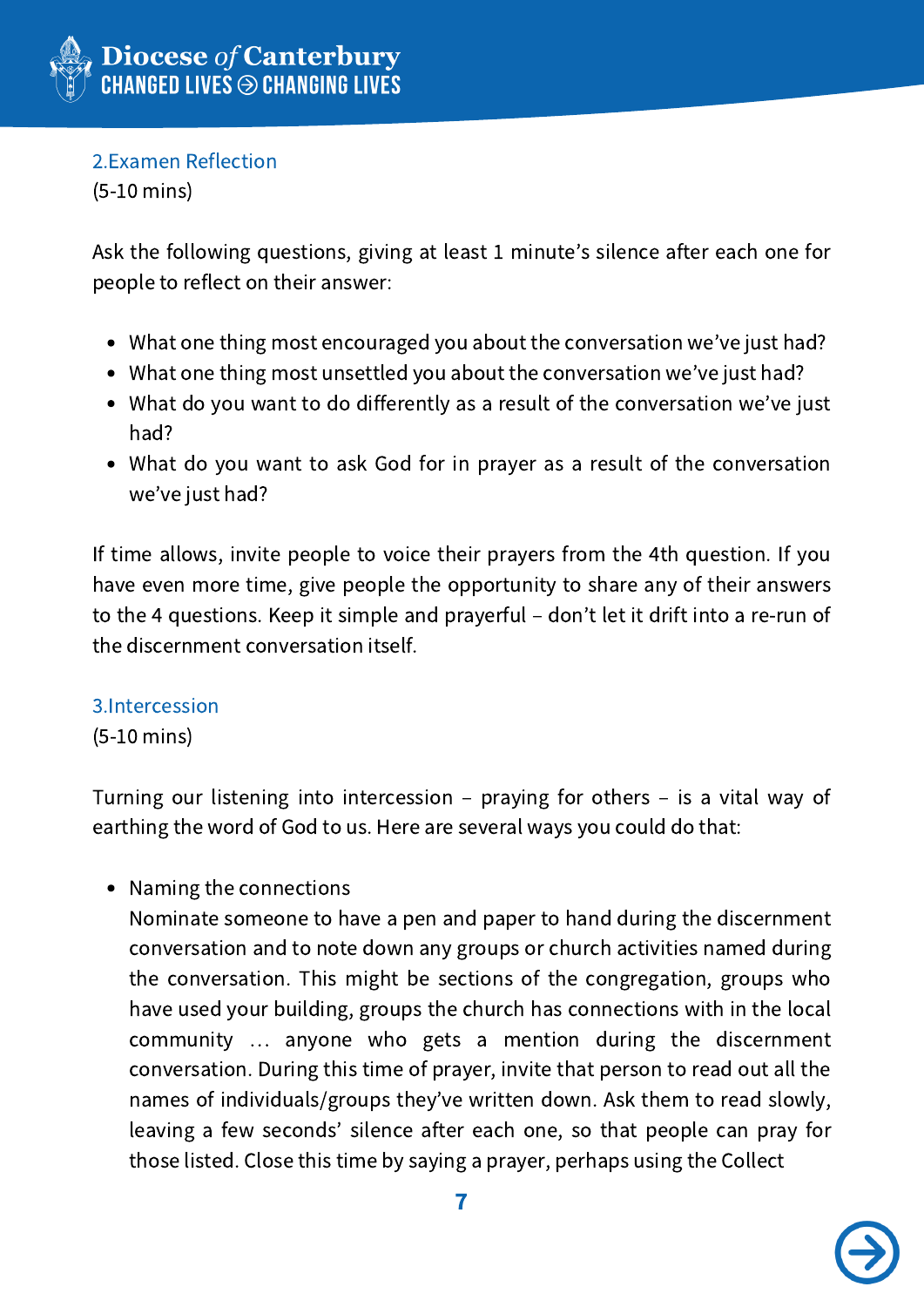## 2. Examen Reflection

(5-10 mins)

Ask the following questions, giving at least 1 minute's silence after each one for people to reflect on their answer:

- What one thing most encouraged you about the conversation we've just had?
- What one thing most unsettled you about the conversation we've just had?
- What do you want to do differently as a result of the conversation we've just had?
- What do you want to ask God for in prayer as a result of the conversation we've just had?

If time allows, invite people to voice their prayers from the 4th question. If you have even more time, give people the opportunity to share any of their answers to the 4 questions. Keep it simple and prayerful – don't let it drift into a re-run of the discernment conversation itself.

## 3. Intercession

(5-10 mins)

Turning our listening into intercession – praying for others – is a vital way of earthing the word of God to us. Here are several ways you could do that:

- Naming the connections

  Nominate someone to have a pen and paper to hand during the discernment conversation and to note down any groups or church activities named during the conversation. This might be sections of the congregation, groups who have used your building, groups the church has connections with in the local community … anyone who gets a mention during the discernment conversation. During this time of prayer, invite that person to read out all the names of individuals/groups they've written down. Ask them to read slowly, leaving a few seconds' silence after each one, so that people can pray for those listed. Close this time by saying a prayer, perhaps using the Collect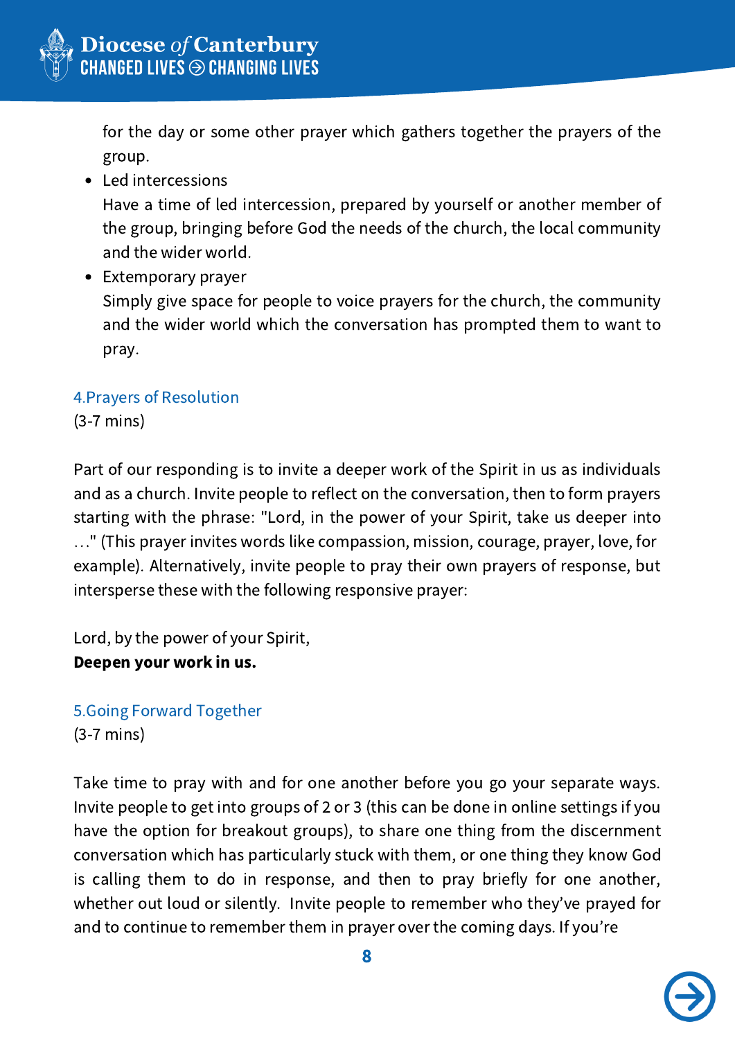for the day or some other prayer which gathers together the prayers of the group.

- Led intercessions
  Have a time of led intercession, prepared by yourself or another member of the group, bringing before God the needs of the church, the local community and the wider world.
- Extemporary prayer
  Simply give space for people to voice prayers for the church, the community and the wider world which the conversation has prompted them to want to pray.

### 4.Prayers of Resolution

(3-7 mins)

Part of our responding is to invite a deeper work of the Spirit in us as individuals and as a church. Invite people to reflect on the conversation, then to form prayers starting with the phrase: "Lord, in the power of your Spirit, take us deeper into …" (This prayer invites words like compassion, mission, courage, prayer, love, for example). Alternatively, invite people to pray their own prayers of response, but intersperse these with the following responsive prayer:

Lord, by the power of your Spirit,
**Deepen your work in us.**

### 5.Going Forward Together

(3-7 mins)

Take time to pray with and for one another before you go your separate ways. Invite people to get into groups of 2 or 3 (this can be done in online settings if you have the option for breakout groups), to share one thing from the discernment conversation which has particularly stuck with them, or one thing they know God is calling them to do in response, and then to pray briefly for one another, whether out loud or silently. Invite people to remember who they've prayed for and to continue to remember them in prayer over the coming days. If you're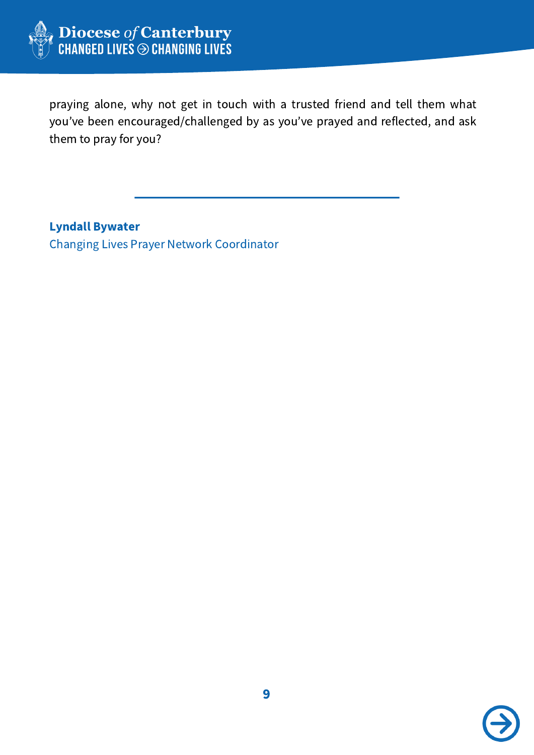praying alone, why not get in touch with a trusted friend and tell them what you've been encouraged/challenged by as you've prayed and reflected, and ask them to pray for you?

---

**Lyndall Bywater**
Changing Lives Prayer Network Coordinator